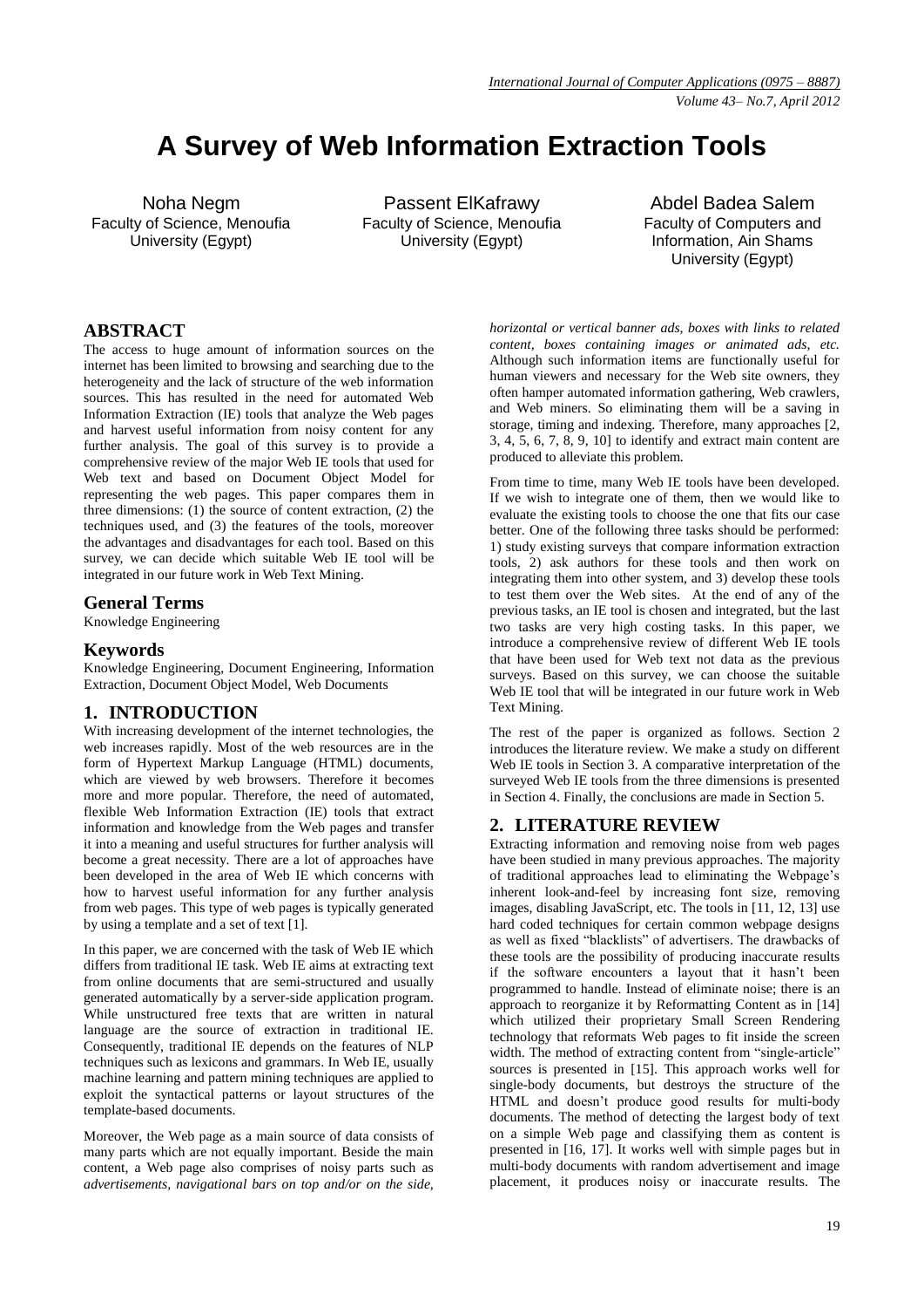# A Survey of Web Information Extraction Tools

Noha Negm
Faculty of Science, Menoufia University (Egypt)

Passent ElKafrawy
Faculty of Science, Menoufia University (Egypt)

Abdel Badea Salem
Faculty of Computers and Information, Ain Shams University (Egypt)

## ABSTRACT

The access to huge amount of information sources on the internet has been limited to browsing and searching due to the heterogeneity and the lack of structure of the web information sources. This has resulted in the need for automated Web Information Extraction (IE) tools that analyze the Web pages and harvest useful information from noisy content for any further analysis. The goal of this survey is to provide a comprehensive review of the major Web IE tools that used for Web text and based on Document Object Model for representing the web pages. This paper compares them in three dimensions: (1) the source of content extraction, (2) the techniques used, and (3) the features of the tools, moreover the advantages and disadvantages for each tool. Based on this survey, we can decide which suitable Web IE tool will be integrated in our future work in Web Text Mining.

## General Terms

Knowledge Engineering

## Keywords

Knowledge Engineering, Document Engineering, Information Extraction, Document Object Model, Web Documents

## 1. INTRODUCTION

With increasing development of the internet technologies, the web increases rapidly. Most of the web resources are in the form of Hypertext Markup Language (HTML) documents, which are viewed by web browsers. Therefore it becomes more and more popular. Therefore, the need of automated, flexible Web Information Extraction (IE) tools that extract information and knowledge from the Web pages and transfer it into a meaning and useful structures for further analysis will become a great necessity. There are a lot of approaches have been developed in the area of Web IE which concerns with how to harvest useful information for any further analysis from web pages. This type of web pages is typically generated by using a template and a set of text [1].

In this paper, we are concerned with the task of Web IE which differs from traditional IE task. Web IE aims at extracting text from online documents that are semi-structured and usually generated automatically by a server-side application program. While unstructured free texts that are written in natural language are the source of extraction in traditional IE. Consequently, traditional IE depends on the features of NLP techniques such as lexicons and grammars. In Web IE, usually machine learning and pattern mining techniques are applied to exploit the syntactical patterns or layout structures of the template-based documents.

Moreover, the Web page as a main source of data consists of many parts which are not equally important. Beside the main content, a Web page also comprises of noisy parts such as *advertisements, navigational bars on top and/or on the side, horizontal or vertical banner ads, boxes with links to related content, boxes containing images or animated ads, etc.* Although such information items are functionally useful for human viewers and necessary for the Web site owners, they often hamper automated information gathering, Web crawlers, and Web miners. So eliminating them will be a saving in storage, timing and indexing. Therefore, many approaches [2, 3, 4, 5, 6, 7, 8, 9, 10] to identify and extract main content are produced to alleviate this problem.

From time to time, many Web IE tools have been developed. If we wish to integrate one of them, then we would like to evaluate the existing tools to choose the one that fits our case better. One of the following three tasks should be performed: 1) study existing surveys that compare information extraction tools, 2) ask authors for these tools and then work on integrating them into other system, and 3) develop these tools to test them over the Web sites. At the end of any of the previous tasks, an IE tool is chosen and integrated, but the last two tasks are very high costing tasks. In this paper, we introduce a comprehensive review of different Web IE tools that have been used for Web text not data as the previous surveys. Based on this survey, we can choose the suitable Web IE tool that will be integrated in our future work in Web Text Mining.

The rest of the paper is organized as follows. Section 2 introduces the literature review. We make a study on different Web IE tools in Section 3. A comparative interpretation of the surveyed Web IE tools from the three dimensions is presented in Section 4. Finally, the conclusions are made in Section 5.

## 2. LITERATURE REVIEW

Extracting information and removing noise from web pages have been studied in many previous approaches. The majority of traditional approaches lead to eliminating the Webpage's inherent look-and-feel by increasing font size, removing images, disabling JavaScript, etc. The tools in [11, 12, 13] use hard coded techniques for certain common webpage designs as well as fixed "blacklists" of advertisers. The drawbacks of these tools are the possibility of producing inaccurate results if the software encounters a layout that it hasn't been programmed to handle. Instead of eliminate noise; there is an approach to reorganize it by Reformatting Content as in [14] which utilized their proprietary Small Screen Rendering technology that reformats Web pages to fit inside the screen width. The method of extracting content from "single-article" sources is presented in [15]. This approach works well for single-body documents, but destroys the structure of the HTML and doesn't produce good results for multi-body documents. The method of detecting the largest body of text on a simple Web page and classifying them as content is presented in [16, 17]. It works well with simple pages but in multi-body documents with random advertisement and image placement, it produces noisy or inaccurate results. The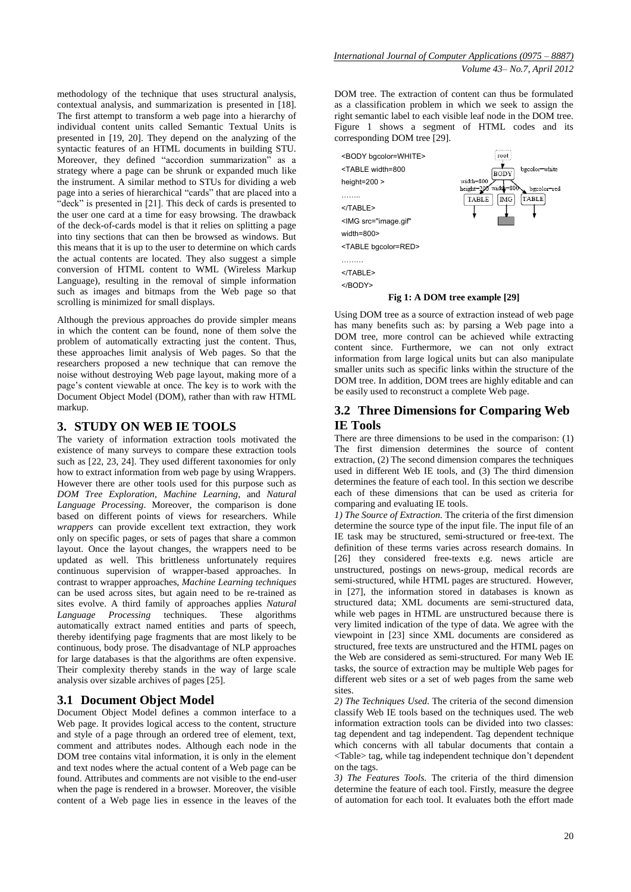methodology of the technique that uses structural analysis, contextual analysis, and summarization is presented in [18]. The first attempt to transform a web page into a hierarchy of individual content units called Semantic Textual Units is presented in [19, 20]. They depend on the analyzing of the syntactic features of an HTML documents in building STU. Moreover, they defined "accordion summarization" as a strategy where a page can be shrunk or expanded much like the instrument. A similar method to STUs for dividing a web page into a series of hierarchical "cards" that are placed into a "deck" is presented in [21]. This deck of cards is presented to the user one card at a time for easy browsing. The drawback of the deck-of-cards model is that it relies on splitting a page into tiny sections that can then be browsed as windows. But this means that it is up to the user to determine on which cards the actual contents are located. They also suggest a simple conversion of HTML content to WML (Wireless Markup Language), resulting in the removal of simple information such as images and bitmaps from the Web page so that scrolling is minimized for small displays.

Although the previous approaches do provide simpler means in which the content can be found, none of them solve the problem of automatically extracting just the content. Thus, these approaches limit analysis of Web pages. So that the researchers proposed a new technique that can remove the noise without destroying Web page layout, making more of a page's content viewable at once. The key is to work with the Document Object Model (DOM), rather than with raw HTML markup.

## 3. STUDY ON WEB IE TOOLS

The variety of information extraction tools motivated the existence of many surveys to compare these extraction tools such as [22, 23, 24]. They used different taxonomies for only how to extract information from web page by using Wrappers. However there are other tools used for this purpose such as *DOM Tree Exploration*, *Machine Learning*, and *Natural Language Processing*. Moreover, the comparison is done based on different points of views for researchers. While *wrappers* can provide excellent text extraction, they work only on specific pages, or sets of pages that share a common layout. Once the layout changes, the wrappers need to be updated as well. This brittleness unfortunately requires continuous supervision of wrapper-based approaches. In contrast to wrapper approaches, *Machine Learning techniques* can be used across sites, but again need to be re-trained as sites evolve. A third family of approaches applies *Natural Language Processing* techniques. These algorithms automatically extract named entities and parts of speech, thereby identifying page fragments that are most likely to be continuous, body prose. The disadvantage of NLP approaches for large databases is that the algorithms are often expensive. Their complexity thereby stands in the way of large scale analysis over sizable archives of pages [25].

### 3.1 Document Object Model

Document Object Model defines a common interface to a Web page. It provides logical access to the content, structure and style of a page through an ordered tree of element, text, comment and attributes nodes. Although each node in the DOM tree contains vital information, it is only in the element and text nodes where the actual content of a Web page can be found. Attributes and comments are not visible to the end-user when the page is rendered in a browser. Moreover, the visible content of a Web page lies in essence in the leaves of the DOM tree. The extraction of content can thus be formulated as a classification problem in which we seek to assign the right semantic label to each visible leaf node in the DOM tree. Figure 1 shows a segment of HTML codes and its corresponding DOM tree [29].

```
<BODY bgcolor=WHITE>
<TABLE width=800
height=200 >
……..
</TABLE>
<IMG src="image.gif"
width=800>
<TABLE bgcolor=RED>
………
</TABLE>
</BODY>
```

**Fig 1: A DOM tree example [29]**

Using DOM tree as a source of extraction instead of web page has many benefits such as: by parsing a Web page into a DOM tree, more control can be achieved while extracting content since. Furthermore, we can not only extract information from large logical units but can also manipulate smaller units such as specific links within the structure of the DOM tree. In addition, DOM trees are highly editable and can be easily used to reconstruct a complete Web page.

### 3.2 Three Dimensions for Comparing Web IE Tools

There are three dimensions to be used in the comparison: (1) The first dimension determines the source of content extraction, (2) The second dimension compares the techniques used in different Web IE tools, and (3) The third dimension determines the feature of each tool. In this section we describe each of these dimensions that can be used as criteria for comparing and evaluating IE tools.

*1) The Source of Extraction.* The criteria of the first dimension determine the source type of the input file. The input file of an IE task may be structured, semi-structured or free-text. The definition of these terms varies across research domains. In [26] they considered free-texts e.g. news article are unstructured, postings on news-group, medical records are semi-structured, while HTML pages are structured. However, in [27], the information stored in databases is known as structured data; XML documents are semi-structured data, while web pages in HTML are unstructured because there is very limited indication of the type of data. We agree with the viewpoint in [23] since XML documents are considered as structured, free texts are unstructured and the HTML pages on the Web are considered as semi-structured. For many Web IE tasks, the source of extraction may be multiple Web pages for different web sites or a set of web pages from the same web sites.

*2) The Techniques Used.* The criteria of the second dimension classify Web IE tools based on the techniques used. The web information extraction tools can be divided into two classes: tag dependent and tag independent. Tag dependent technique which concerns with all tabular documents that contain a <Table> tag, while tag independent technique don't dependent on the tags.

*3) The Features Tools.* The criteria of the third dimension determine the feature of each tool. Firstly, measure the degree of automation for each tool. It evaluates both the effort made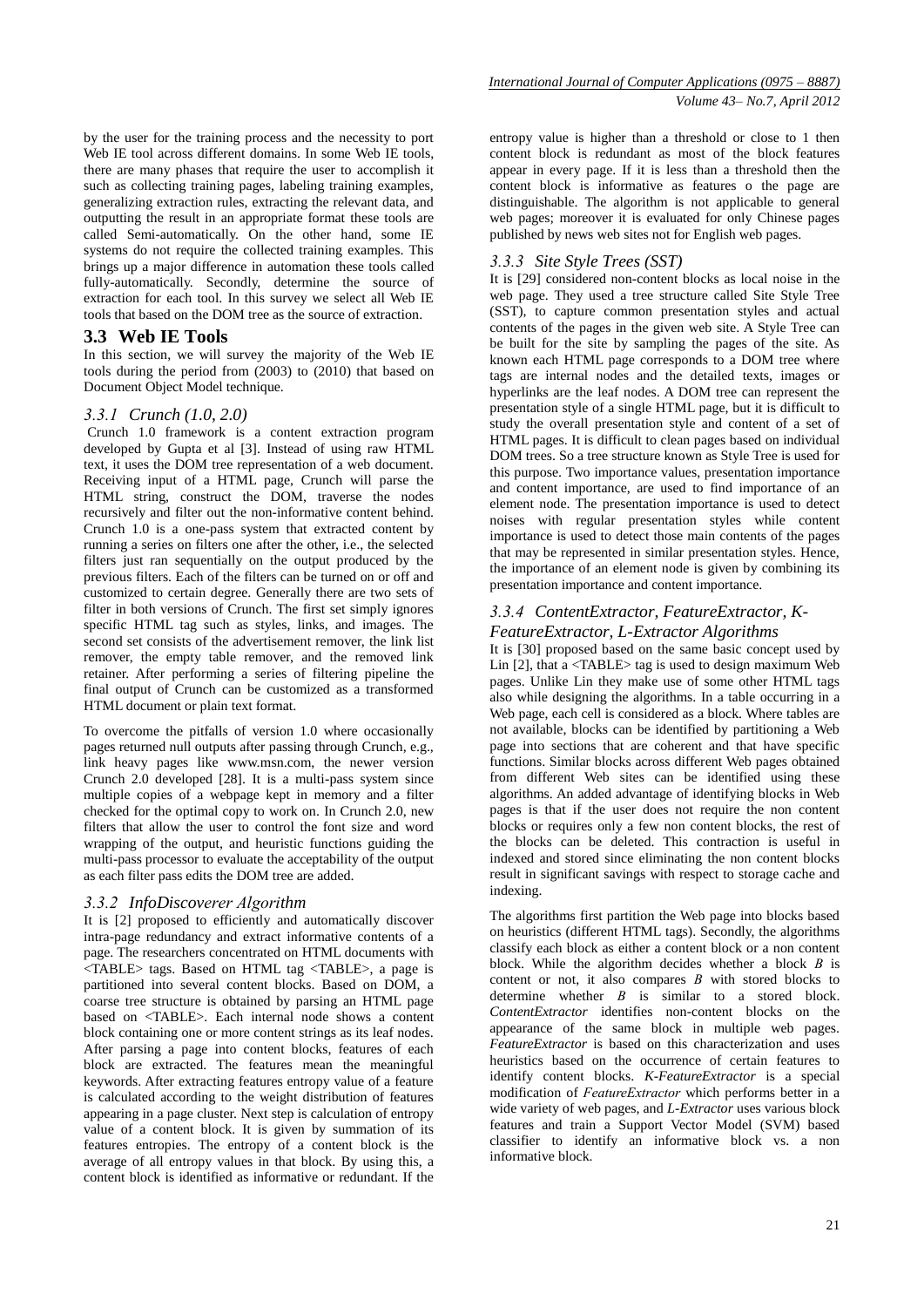by the user for the training process and the necessity to port Web IE tool across different domains. In some Web IE tools, there are many phases that require the user to accomplish it such as collecting training pages, labeling training examples, generalizing extraction rules, extracting the relevant data, and outputting the result in an appropriate format these tools are called Semi-automatically. On the other hand, some IE systems do not require the collected training examples. This brings up a major difference in automation these tools called fully-automatically. Secondly, determine the source of extraction for each tool. In this survey we select all Web IE tools that based on the DOM tree as the source of extraction.

## 3.3 Web IE Tools

In this section, we will survey the majority of the Web IE tools during the period from (2003) to (2010) that based on Document Object Model technique.

### *3.3.1 Crunch (1.0, 2.0)*

Crunch 1.0 framework is a content extraction program developed by Gupta et al [3]. Instead of using raw HTML text, it uses the DOM tree representation of a web document. Receiving input of a HTML page, Crunch will parse the HTML string, construct the DOM, traverse the nodes recursively and filter out the non-informative content behind. Crunch 1.0 is a one-pass system that extracted content by running a series on filters one after the other, i.e., the selected filters just ran sequentially on the output produced by the previous filters. Each of the filters can be turned on or off and customized to certain degree. Generally there are two sets of filter in both versions of Crunch. The first set simply ignores specific HTML tag such as styles, links, and images. The second set consists of the advertisement remover, the link list remover, the empty table remover, and the removed link retainer. After performing a series of filtering pipeline the final output of Crunch can be customized as a transformed HTML document or plain text format.

To overcome the pitfalls of version 1.0 where occasionally pages returned null outputs after passing through Crunch, e.g., link heavy pages like www.msn.com, the newer version Crunch 2.0 developed [28]. It is a multi-pass system since multiple copies of a webpage kept in memory and a filter checked for the optimal copy to work on. In Crunch 2.0, new filters that allow the user to control the font size and word wrapping of the output, and heuristic functions guiding the multi-pass processor to evaluate the acceptability of the output as each filter pass edits the DOM tree are added.

### *3.3.2 InfoDiscoverer Algorithm*

It is [2] proposed to efficiently and automatically discover intra-page redundancy and extract informative contents of a page. The researchers concentrated on HTML documents with <TABLE> tags. Based on HTML tag <TABLE>, a page is partitioned into several content blocks. Based on DOM, a coarse tree structure is obtained by parsing an HTML page based on <TABLE>. Each internal node shows a content block containing one or more content strings as its leaf nodes. After parsing a page into content blocks, features of each block are extracted. The features mean the meaningful keywords. After extracting features entropy value of a feature is calculated according to the weight distribution of features appearing in a page cluster. Next step is calculation of entropy value of a content block. It is given by summation of its features entropies. The entropy of a content block is the average of all entropy values in that block. By using this, a content block is identified as informative or redundant. If the entropy value is higher than a threshold or close to 1 then content block is redundant as most of the block features appear in every page. If it is less than a threshold then the content block is informative as features o the page are distinguishable. The algorithm is not applicable to general web pages; moreover it is evaluated for only Chinese pages published by news web sites not for English web pages.

### *3.3.3 Site Style Trees (SST)*

It is [29] considered non-content blocks as local noise in the web page. They used a tree structure called Site Style Tree (SST), to capture common presentation styles and actual contents of the pages in the given web site. A Style Tree can be built for the site by sampling the pages of the site. As known each HTML page corresponds to a DOM tree where tags are internal nodes and the detailed texts, images or hyperlinks are the leaf nodes. A DOM tree can represent the presentation style of a single HTML page, but it is difficult to study the overall presentation style and content of a set of HTML pages. It is difficult to clean pages based on individual DOM trees. So a tree structure known as Style Tree is used for this purpose. Two importance values, presentation importance and content importance, are used to find importance of an element node. The presentation importance is used to detect noises with regular presentation styles while content importance is used to detect those main contents of the pages that may be represented in similar presentation styles. Hence, the importance of an element node is given by combining its presentation importance and content importance.

### *3.3.4 ContentExtractor, FeatureExtractor, K-FeatureExtractor, L-Extractor Algorithms*

It is [30] proposed based on the same basic concept used by Lin [2], that a <TABLE> tag is used to design maximum Web pages. Unlike Lin they make use of some other HTML tags also while designing the algorithms. In a table occurring in a Web page, each cell is considered as a block. Where tables are not available, blocks can be identified by partitioning a Web page into sections that are coherent and that have specific functions. Similar blocks across different Web pages obtained from different Web sites can be identified using these algorithms. An added advantage of identifying blocks in Web pages is that if the user does not require the non content blocks or requires only a few non content blocks, the rest of the blocks can be deleted. This contraction is useful in indexed and stored since eliminating the non content blocks result in significant savings with respect to storage cache and indexing.

The algorithms first partition the Web page into blocks based on heuristics (different HTML tags). Secondly, the algorithms classify each block as either a content block or a non content block. While the algorithm decides whether a block $B$ is content or not, it also compares $B$ with stored blocks to determine whether $B$ is similar to a stored block. *ContentExtractor* identifies non-content blocks on the appearance of the same block in multiple web pages. *FeatureExtractor* is based on this characterization and uses heuristics based on the occurrence of certain features to identify content blocks. *K-FeatureExtractor* is a special modification of *FeatureExtractor* which performs better in a wide variety of web pages, and *L-Extractor* uses various block features and train a Support Vector Model (SVM) based classifier to identify an informative block vs. a non informative block.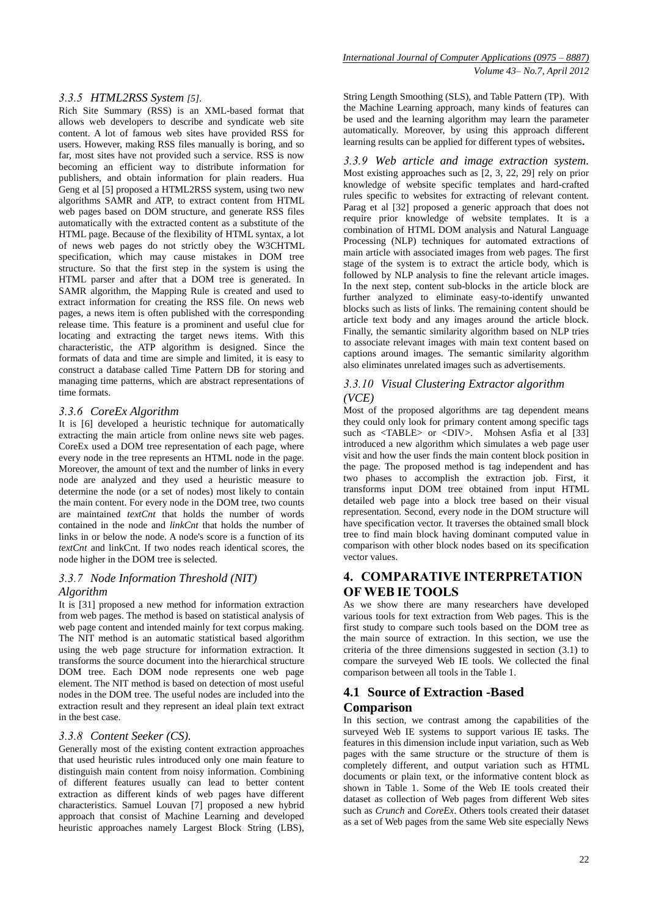### 3.3.5 HTML2RSS System [5].

Rich Site Summary (RSS) is an XML-based format that allows web developers to describe and syndicate web site content. A lot of famous web sites have provided RSS for users. However, making RSS files manually is boring, and so far, most sites have not provided such a service. RSS is now becoming an efficient way to distribute information for publishers, and obtain information for plain readers. Hua Geng et al [5] proposed a HTML2RSS system, using two new algorithms SAMR and ATP, to extract content from HTML web pages based on DOM structure, and generate RSS files automatically with the extracted content as a substitute of the HTML page. Because of the flexibility of HTML syntax, a lot of news web pages do not strictly obey the W3CHTML specification, which may cause mistakes in DOM tree structure. So that the first step in the system is using the HTML parser and after that a DOM tree is generated. In SAMR algorithm, the Mapping Rule is created and used to extract information for creating the RSS file. On news web pages, a news item is often published with the corresponding release time. This feature is a prominent and useful clue for locating and extracting the target news items. With this characteristic, the ATP algorithm is designed. Since the formats of data and time are simple and limited, it is easy to construct a database called Time Pattern DB for storing and managing time patterns, which are abstract representations of time formats.

### 3.3.6 CoreEx Algorithm

It is [6] developed a heuristic technique for automatically extracting the main article from online news site web pages. CoreEx used a DOM tree representation of each page, where every node in the tree represents an HTML node in the page. Moreover, the amount of text and the number of links in every node are analyzed and they used a heuristic measure to determine the node (or a set of nodes) most likely to contain the main content. For every node in the DOM tree, two counts are maintained *textCnt* that holds the number of words contained in the node and *linkCnt* that holds the number of links in or below the node. A node's score is a function of its *textCnt* and linkCnt. If two nodes reach identical scores, the node higher in the DOM tree is selected.

### 3.3.7 Node Information Threshold (NIT) Algorithm

It is [31] proposed a new method for information extraction from web pages. The method is based on statistical analysis of web page content and intended mainly for text corpus making. The NIT method is an automatic statistical based algorithm using the web page structure for information extraction. It transforms the source document into the hierarchical structure DOM tree. Each DOM node represents one web page element. The NIT method is based on detection of most useful nodes in the DOM tree. The useful nodes are included into the extraction result and they represent an ideal plain text extract in the best case.

### 3.3.8 Content Seeker (CS).

Generally most of the existing content extraction approaches that used heuristic rules introduced only one main feature to distinguish main content from noisy information. Combining of different features usually can lead to better content extraction as different kinds of web pages have different characteristics. Samuel Louvan [7] proposed a new hybrid approach that consist of Machine Learning and developed heuristic approaches namely Largest Block String (LBS), String Length Smoothing (SLS), and Table Pattern (TP). With the Machine Learning approach, many kinds of features can be used and the learning algorithm may learn the parameter automatically. Moreover, by using this approach different learning results can be applied for different types of websites.

### 3.3.9 Web article and image extraction system.

Most existing approaches such as [2, 3, 22, 29] rely on prior knowledge of website specific templates and hard-crafted rules specific to websites for extracting of relevant content. Parag et al [32] proposed a generic approach that does not require prior knowledge of website templates. It is a combination of HTML DOM analysis and Natural Language Processing (NLP) techniques for automated extractions of main article with associated images from web pages. The first stage of the system is to extract the article body, which is followed by NLP analysis to fine the relevant article images. In the next step, content sub-blocks in the article block are further analyzed to eliminate easy-to-identify unwanted blocks such as lists of links. The remaining content should be article text body and any images around the article block. Finally, the semantic similarity algorithm based on NLP tries to associate relevant images with main text content based on captions around images. The semantic similarity algorithm also eliminates unrelated images such as advertisements.

### 3.3.10 Visual Clustering Extractor algorithm (VCE)

Most of the proposed algorithms are tag dependent means they could only look for primary content among specific tags such as <TABLE> or <DIV>. Mohsen Asfia et al [33] introduced a new algorithm which simulates a web page user visit and how the user finds the main content block position in the page. The proposed method is tag independent and has two phases to accomplish the extraction job. First, it transforms input DOM tree obtained from input HTML detailed web page into a block tree based on their visual representation. Second, every node in the DOM structure will have specification vector. It traverses the obtained small block tree to find main block having dominant computed value in comparison with other block nodes based on its specification vector values.

## 4. COMPARATIVE INTERPRETATION OF WEB IE TOOLS

As we show there are many researchers have developed various tools for text extraction from Web pages. This is the first study to compare such tools based on the DOM tree as the main source of extraction. In this section, we use the criteria of the three dimensions suggested in section (3.1) to compare the surveyed Web IE tools. We collected the final comparison between all tools in the Table 1.

## 4.1 Source of Extraction -Based Comparison

In this section, we contrast among the capabilities of the surveyed Web IE systems to support various IE tasks. The features in this dimension include input variation, such as Web pages with the same structure or the structure of them is completely different, and output variation such as HTML documents or plain text, or the informative content block as shown in Table 1. Some of the Web IE tools created their dataset as collection of Web pages from different Web sites such as *Crunch* and *CoreEx*. Others tools created their dataset as a set of Web pages from the same Web site especially News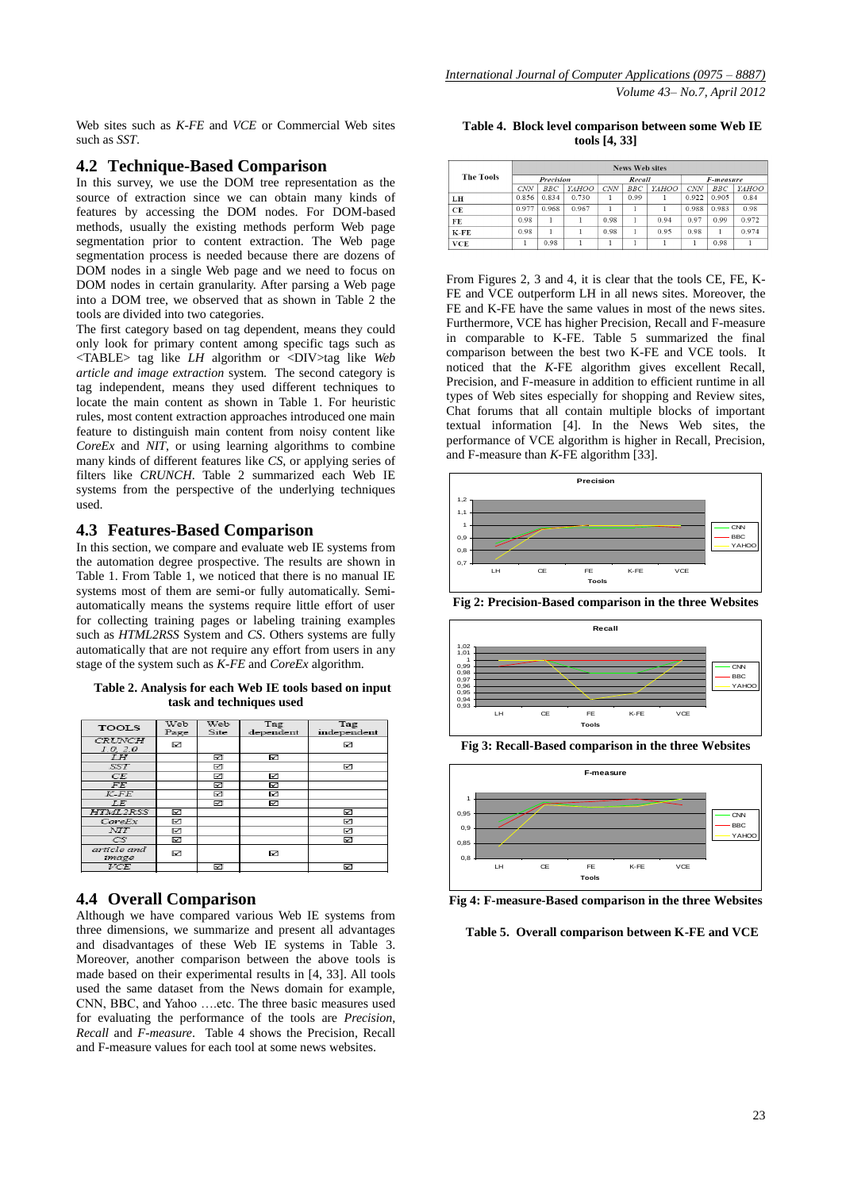Web sites such as *K-FE* and *VCE* or Commercial Web sites such as *SST*.

## 4.2 Technique-Based Comparison

In this survey, we use the DOM tree representation as the source of extraction since we can obtain many kinds of features by accessing the DOM nodes. For DOM-based methods, usually the existing methods perform Web page segmentation prior to content extraction. The Web page segmentation process is needed because there are dozens of DOM nodes in a single Web page and we need to focus on DOM nodes in certain granularity. After parsing a Web page into a DOM tree, we observed that as shown in Table 2 the tools are divided into two categories.

The first category based on tag dependent, means they could only look for primary content among specific tags such as <TABLE> tag like *LH* algorithm or <DIV>tag like *Web article and image extraction* system. The second category is tag independent, means they used different techniques to locate the main content as shown in Table 1. For heuristic rules, most content extraction approaches introduced one main feature to distinguish main content from noisy content like *CoreEx* and *NIT*, or using learning algorithms to combine many kinds of different features like *CS*, or applying series of filters like *CRUNCH*. Table 2 summarized each Web IE systems from the perspective of the underlying techniques used.

## 4.3 Features-Based Comparison

In this section, we compare and evaluate web IE systems from the automation degree prospective. The results are shown in Table 1. From Table 1, we noticed that there is no manual IE systems most of them are semi-or fully automatically. Semi-automatically means the systems require little effort of user for collecting training pages or labeling training examples such as *HTML2RSS* System and *CS*. Others systems are fully automatically that are not require any effort from users in any stage of the system such as *K-FE* and *CoreEx* algorithm.

**Table 2. Analysis for each Web IE tools based on input task and techniques used**

| TOOLS | Web Page | Web Site | Tag dependent | Tag independent |
|---|---|---|---|---|
| CRUNCH 1.0, 2.0 | ☑ | | | ☑ |
| LH | | ☑ | ☑ | |
| SST | | ☑ | | ☑ |
| CE | | ☑ | ☑ | |
| FE | | ☑ | ☑ | |
| K-FE | | ☑ | ☑ | |
| LE | | ☑ | ☑ | |
| HTML2RSS | ☑ | | | ☑ |
| CoreEx | ☑ | | | ☑ |
| NIT | ☑ | | | ☑ |
| CS | ☑ | | | ☑ |
| article and image | ☑ | | ☑ | |
| VCE | | ☑ | | ☑ |

## 4.4 Overall Comparison

Although we have compared various Web IE systems from three dimensions, we summarize and present all advantages and disadvantages of these Web IE systems in Table 3. Moreover, another comparison between the above tools is made based on their experimental results in [4, 33]. All tools used the same dataset from the News domain for example, CNN, BBC, and Yahoo ….etc. The three basic measures used for evaluating the performance of the tools are *Precision*, *Recall* and *F-measure*. Table 4 shows the Precision, Recall and F-measure values for each tool at some news websites.

**Table 4. Block level comparison between some Web IE tools [4, 33]**

| The Tools | News Web sites | | | | | | | | |
|---|---|---|---|---|---|---|---|---|---|
| | *Precision* | | | *Recall* | | | *F-measure* | | |
| | *CNN* | *BBC* | *YAHOO* | *CNN* | *BBC* | *YAHOO* | *CNN* | *BBC* | *YAHOO* |
| LH | 0.856 | 0.834 | 0.730 | 1 | 0.99 | 1 | 0.922 | 0.905 | 0.84 |
| CE | 0.977 | 0.968 | 0.967 | 1 | 1 | 1 | 0.988 | 0.983 | 0.98 |
| FE | 0.98 | 1 | 1 | 0.98 | 1 | 0.94 | 0.97 | 0.99 | 0.972 |
| K-FE | 0.98 | 1 | 1 | 0.98 | 1 | 0.95 | 0.98 | 1 | 0.974 |
| VCE | 1 | 0.98 | 1 | 1 | 1 | 1 | 1 | 0.98 | 1 |

From Figures 2, 3 and 4, it is clear that the tools CE, FE, K-FE and VCE outperform LH in all news sites. Moreover, the FE and K-FE have the same values in most of the news sites. Furthermore, VCE has higher Precision, Recall and F-measure in comparable to K-FE. Table 5 summarized the final comparison between the best two K-FE and VCE tools. It noticed that the *K*-FE algorithm gives excellent Recall, Precision, and F-measure in addition to efficient runtime in all types of Web sites especially for shopping and Review sites, Chat forums that all contain multiple blocks of important textual information [4]. In the News Web sites, the performance of VCE algorithm is higher in Recall, Precision, and F-measure than *K*-FE algorithm [33].

**Fig 2: Precision-Based comparison in the three Websites**

**Fig 3: Recall-Based comparison in the three Websites**

**Fig 4: F-measure-Based comparison in the three Websites**

**Table 5. Overall comparison between K-FE and VCE**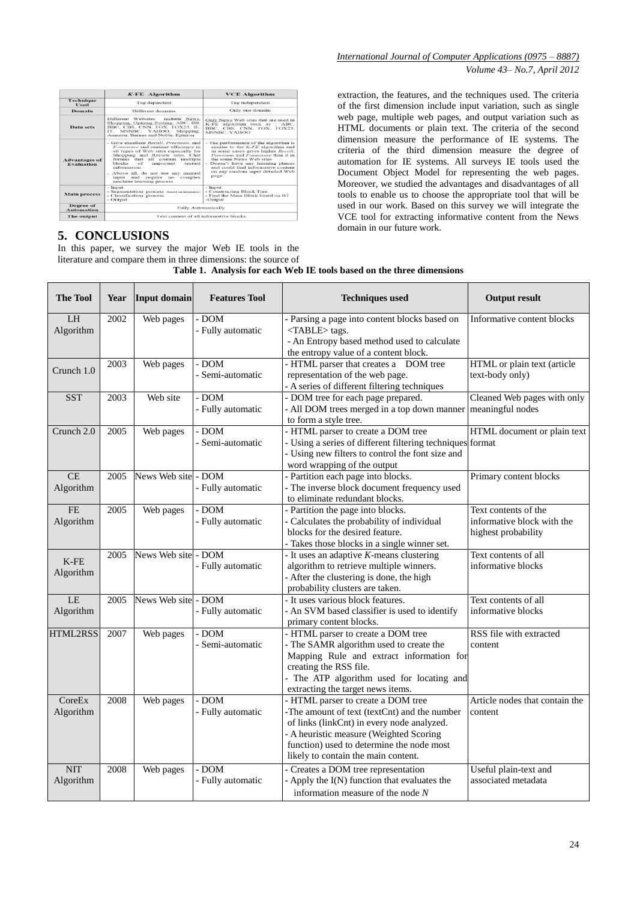| | *K*-FE Algorithm | VCE Algorithm |
|---|---|---|
| Technique Used | Tag dependent | Tag independent |
| Domain | Different domains | Only one domain |
| Data sets | Different Websites include News, Shopping, Opining Posting: ABC, BB, BBC, CBS, CNN, FOX, FOX23, IE, IT, MSNBC, YAHOO, Shopping, Amazon, Barnes and Noble, Epinion | Only News Web sites that are used in K-FE algorithm such as : ABC, BBC, CBS, CNN, FOX, FOX23, MSNBC, YAHOO |
| Advantages of Evaluation | - Give excellent *Recall*, *Precision*, and *F-measure* and runtime efficiency in all types of Web sites especially for Shopping and Review sites. Chat forums that all contain multiple blocks of important textual information.<br>- Above all, do not use any manual input and require no complex machine learning process | - The performance of the algorithm is similar to the *K-FE* algorithm and in some cases gives higher *Recall*, *Precision* and *F-measure* than it in the some News Web sites<br>- Doesn't have any learning phases and could find informative content on any random input detailed Web page. |
| Main process | - Input<br>- Segmentation process (based on heuristics)<br>- Classification process<br>- Output | - Input<br>- Constructing Block Tree<br>- Find the Main Block based on BT<br>-Output |
| Degree of Automation | Fully Automatically | |
| The output | Text content of all informative blocks | |

## 5. CONCLUSIONS

In this paper, we survey the major Web IE tools in the literature and compare them in three dimensions: the source of extraction, the features, and the techniques used. The criteria of the first dimension include input variation, such as single web page, multiple web pages, and output variation such as HTML documents or plain text. The criteria of the second dimension measure the performance of IE systems. The criteria of the third dimension measure the degree of automation for IE systems. All surveys IE tools used the Document Object Model for representing the web pages. Moreover, we studied the advantages and disadvantages of all tools to enable us to choose the appropriate tool that will be used in our work. Based on this survey we will integrate the VCE tool for extracting informative content from the News domain in our future work.

**Table 1. Analysis for each Web IE tools based on the three dimensions**

| The Tool | Year | Input domain | Features Tool | Techniques used | Output result |
|---|---|---|---|---|---|
| LH Algorithm | 2002 | Web pages | - DOM<br>- Fully automatic | - Parsing a page into content blocks based on <TABLE> tags.<br>- An Entropy based method used to calculate the entropy value of a content block. | Informative content blocks |
| Crunch 1.0 | 2003 | Web pages | - DOM<br>- Semi-automatic | - HTML parser that creates a DOM tree representation of the web page.<br>- A series of different filtering techniques | HTML or plain text (article text-body only) |
| SST | 2003 | Web site | - DOM<br>- Fully automatic | - DOM tree for each page prepared.<br>- All DOM trees merged in a top down manner to form a style tree. | Cleaned Web pages with only meaningful nodes |
| Crunch 2.0 | 2005 | Web pages | - DOM<br>- Semi-automatic | - HTML parser to create a DOM tree<br>- Using a series of different filtering techniques<br>- Using new filters to control the font size and word wrapping of the output | HTML document or plain text format |
| CE Algorithm | 2005 | News Web site | - DOM<br>- Fully automatic | - Partition each page into blocks.<br>- The inverse block document frequency used to eliminate redundant blocks. | Primary content blocks |
| FE Algorithm | 2005 | Web pages | - DOM<br>- Fully automatic | - Partition the page into blocks.<br>- Calculates the probability of individual blocks for the desired feature.<br>- Takes those blocks in a single winner set. | Text contents of the informative block with the highest probability |
| K-FE Algorithm | 2005 | News Web site | - DOM<br>- Fully automatic | - It uses an adaptive *K*-means clustering algorithm to retrieve multiple winners.<br>- After the clustering is done, the high probability clusters are taken. | Text contents of all informative blocks |
| LE Algorithm | 2005 | News Web site | - DOM<br>- Fully automatic | - It uses various block features.<br>- An SVM based classifier is used to identify primary content blocks. | Text contents of all informative blocks |
| HTML2RSS | 2007 | Web pages | - DOM<br>- Semi-automatic | - HTML parser to create a DOM tree<br>- The SAMR algorithm used to create the Mapping Rule and extract information for creating the RSS file.<br>- The ATP algorithm used for locating and extracting the target news items. | RSS file with extracted content |
| CoreEx Algorithm | 2008 | Web pages | - DOM<br>- Fully automatic | - HTML parser to create a DOM tree<br>-The amount of text (textCnt) and the number of links (linkCnt) in every node analyzed.<br>- A heuristic measure (Weighted Scoring function) used to determine the node most likely to contain the main content. | Article nodes that contain the content |
| NIT Algorithm | 2008 | Web pages | - DOM<br>- Fully automatic | - Creates a DOM tree representation<br>- Apply the I(N) function that evaluates the information measure of the node *N* | Useful plain-text and associated metadata |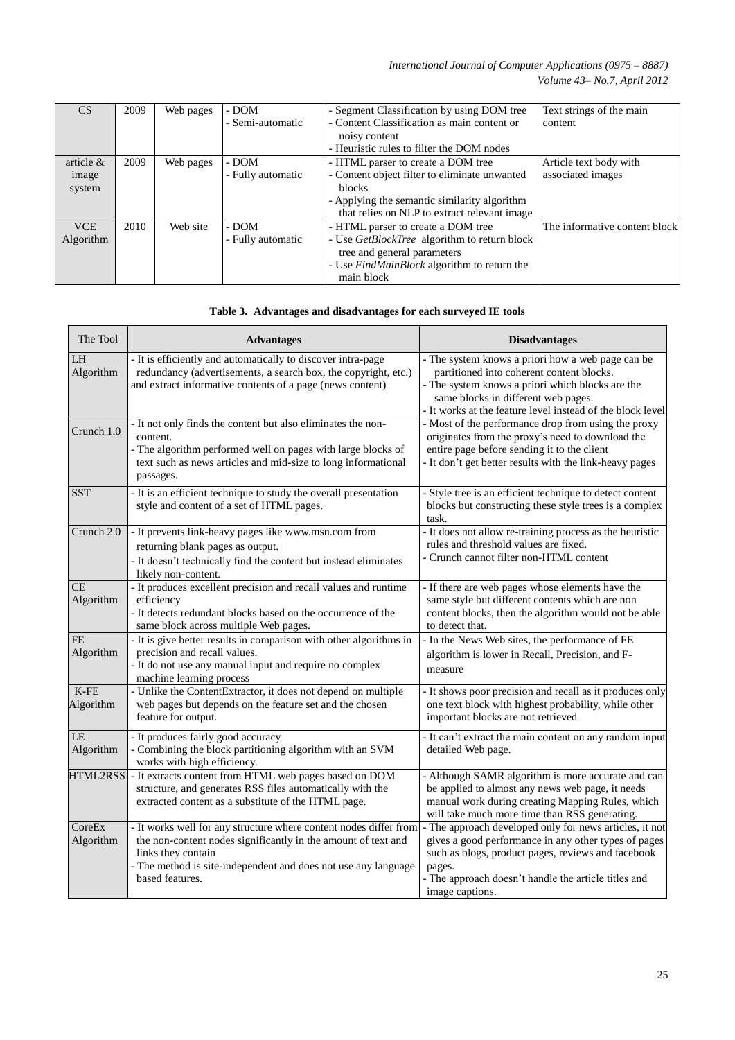| CS | 2009 | Web pages | - DOM<br>- Semi-automatic | - Segment Classification by using DOM tree<br>- Content Classification as main content or noisy content<br>- Heuristic rules to filter the DOM nodes | Text strings of the main content |
|---|---|---|---|---|---|
| article & image system | 2009 | Web pages | - DOM<br>- Fully automatic | - HTML parser to create a DOM tree<br>- Content object filter to eliminate unwanted blocks<br>- Applying the semantic similarity algorithm that relies on NLP to extract relevant image | Article text body with associated images |
| VCE Algorithm | 2010 | Web site | - DOM<br>- Fully automatic | - HTML parser to create a DOM tree<br>- Use *GetBlockTree* algorithm to return block tree and general parameters<br>- Use *FindMainBlock* algorithm to return the main block | The informative content block |

**Table 3. Advantages and disadvantages for each surveyed IE tools**

| The Tool | Advantages | Disadvantages |
|---|---|---|
| LH Algorithm | - It is efficiently and automatically to discover intra-page redundancy (advertisements, a search box, the copyright, etc.) and extract informative contents of a page (news content) | - The system knows a priori how a web page can be partitioned into coherent content blocks.<br>- The system knows a priori which blocks are the same blocks in different web pages.<br>- It works at the feature level instead of the block level |
| Crunch 1.0 | - It not only finds the content but also eliminates the non-content.<br>- The algorithm performed well on pages with large blocks of text such as news articles and mid-size to long informational passages. | - Most of the performance drop from using the proxy originates from the proxy's need to download the entire page before sending it to the client<br>- It don't get better results with the link-heavy pages |
| SST | - It is an efficient technique to study the overall presentation style and content of a set of HTML pages. | - Style tree is an efficient technique to detect content blocks but constructing these style trees is a complex task. |
| Crunch 2.0 | - It prevents link-heavy pages like www.msn.com from returning blank pages as output.<br>- It doesn't technically find the content but instead eliminates likely non-content. | - It does not allow re-training process as the heuristic rules and threshold values are fixed.<br>- Crunch cannot filter non-HTML content |
| CE Algorithm | - It produces excellent precision and recall values and runtime efficiency<br>- It detects redundant blocks based on the occurrence of the same block across multiple Web pages. | - If there are web pages whose elements have the same style but different contents which are non content blocks, then the algorithm would not be able to detect that. |
| FE Algorithm | - It is give better results in comparison with other algorithms in precision and recall values.<br>- It do not use any manual input and require no complex machine learning process | - In the News Web sites, the performance of FE algorithm is lower in Recall, Precision, and F-measure |
| K-FE Algorithm | - Unlike the ContentExtractor, it does not depend on multiple web pages but depends on the feature set and the chosen feature for output. | - It shows poor precision and recall as it produces only one text block with highest probability, while other important blocks are not retrieved |
| LE Algorithm | - It produces fairly good accuracy<br>- Combining the block partitioning algorithm with an SVM works with high efficiency. | - It can't extract the main content on any random input detailed Web page. |
| HTML2RSS | - It extracts content from HTML web pages based on DOM structure, and generates RSS files automatically with the extracted content as a substitute of the HTML page. | - Although SAMR algorithm is more accurate and can be applied to almost any news web page, it needs manual work during creating Mapping Rules, which will take much more time than RSS generating. |
| CoreEx Algorithm | - It works well for any structure where content nodes differ from the non-content nodes significantly in the amount of text and links they contain<br>- The method is site-independent and does not use any language based features. | - The approach developed only for news articles, it not gives a good performance in any other types of pages such as blogs, product pages, reviews and facebook pages.<br>- The approach doesn't handle the article titles and image captions. |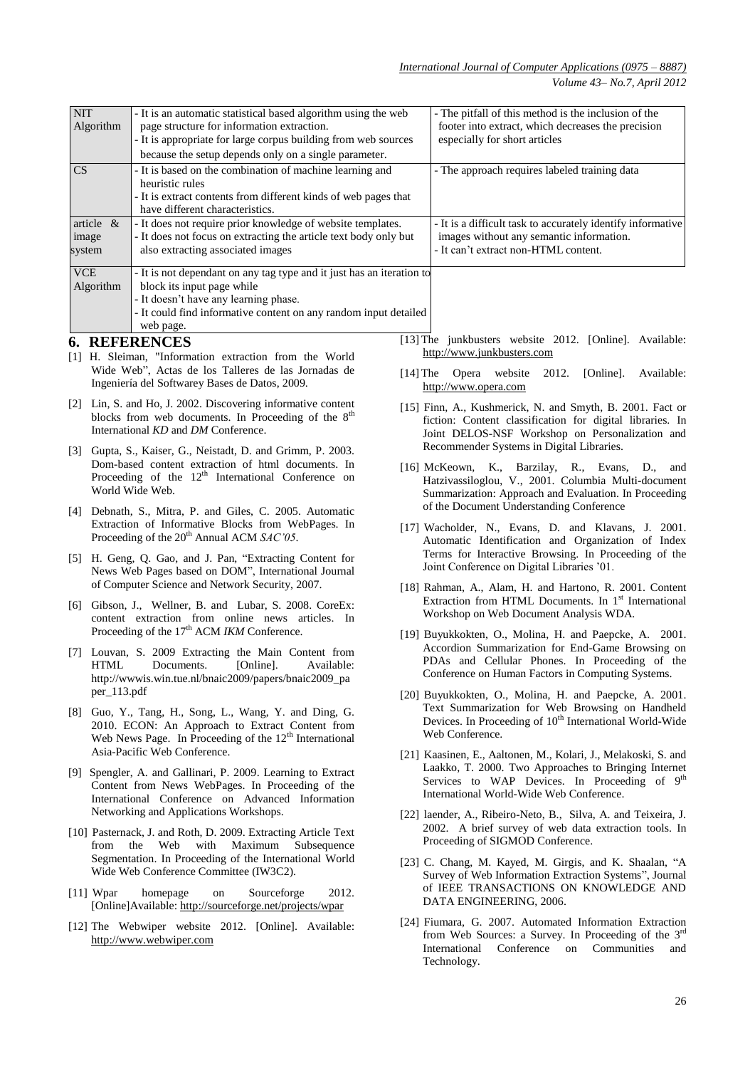| | | |
|---|---|---|
| NIT Algorithm | - It is an automatic statistical based algorithm using the web page structure for information extraction.<br>- It is appropriate for large corpus building from web sources because the setup depends only on a single parameter. | - The pitfall of this method is the inclusion of the footer into extract, which decreases the precision especially for short articles |
| CS | - It is based on the combination of machine learning and heuristic rules<br>- It is extract contents from different kinds of web pages that have different characteristics. | - The approach requires labeled training data |
| article & image system | - It does not require prior knowledge of website templates.<br>- It does not focus on extracting the article text body only but also extracting associated images | - It is a difficult task to accurately identify informative images without any semantic information.<br>- It can't extract non-HTML content. |
| VCE Algorithm | - It is not dependant on any tag type and it just has an iteration to block its input page while<br>- It doesn't have any learning phase.<br>- It could find informative content on any random input detailed web page. | |

## 6. REFERENCES

[1] H. Sleiman, "Information extraction from the World Wide Web", Actas de los Talleres de las Jornadas de Ingeniería del Softwarey Bases de Datos, 2009.

[2] Lin, S. and Ho, J. 2002. Discovering informative content blocks from web documents. In Proceeding of the 8th International *KD* and *DM* Conference.

[3] Gupta, S., Kaiser, G., Neistadt, D. and Grimm, P. 2003. Dom-based content extraction of html documents. In Proceeding of the 12th International Conference on World Wide Web.

[4] Debnath, S., Mitra, P. and Giles, C. 2005. Automatic Extraction of Informative Blocks from WebPages. In Proceeding of the 20th Annual ACM *SAC'05*.

[5] H. Geng, Q. Gao, and J. Pan, "Extracting Content for News Web Pages based on DOM", International Journal of Computer Science and Network Security, 2007.

[6] Gibson, J., Wellner, B. and Lubar, S. 2008. CoreEx: content extraction from online news articles. In Proceeding of the 17th ACM *IKM* Conference.

[7] Louvan, S. 2009 Extracting the Main Content from HTML Documents. [Online]. Available: http://wwwis.win.tue.nl/bnaic2009/papers/bnaic2009_paper_113.pdf

[8] Guo, Y., Tang, H., Song, L., Wang, Y. and Ding, G. 2010. ECON: An Approach to Extract Content from Web News Page. In Proceeding of the 12th International Asia-Pacific Web Conference.

[9] Spengler, A. and Gallinari, P. 2009. Learning to Extract Content from News WebPages. In Proceeding of the International Conference on Advanced Information Networking and Applications Workshops.

[10] Pasternack, J. and Roth, D. 2009. Extracting Article Text from the Web with Maximum Subsequence Segmentation. In Proceeding of the International World Wide Web Conference Committee (IW3C2).

[11] Wpar homepage on Sourceforge 2012. [Online]Available: http://sourceforge.net/projects/wpar

[12] The Webwiper website 2012. [Online]. Available: http://www.webwiper.com

[13] The junkbusters website 2012. [Online]. Available: http://www.junkbusters.com

[14] The Opera website 2012. [Online]. Available: http://www.opera.com

[15] Finn, A., Kushmerick, N. and Smyth, B. 2001. Fact or fiction: Content classification for digital libraries. In Joint DELOS-NSF Workshop on Personalization and Recommender Systems in Digital Libraries.

[16] McKeown, K., Barzilay, R., Evans, D., and Hatzivassiloglou, V., 2001. Columbia Multi-document Summarization: Approach and Evaluation. In Proceeding of the Document Understanding Conference

[17] Wacholder, N., Evans, D. and Klavans, J. 2001. Automatic Identification and Organization of Index Terms for Interactive Browsing. In Proceeding of the Joint Conference on Digital Libraries '01.

[18] Rahman, A., Alam, H. and Hartono, R. 2001. Content Extraction from HTML Documents. In 1st International Workshop on Web Document Analysis WDA.

[19] Buyukkokten, O., Molina, H. and Paepcke, A. 2001. Accordion Summarization for End-Game Browsing on PDAs and Cellular Phones. In Proceeding of the Conference on Human Factors in Computing Systems.

[20] Buyukkokten, O., Molina, H. and Paepcke, A. 2001. Text Summarization for Web Browsing on Handheld Devices. In Proceeding of 10th International World-Wide Web Conference.

[21] Kaasinen, E., Aaltonen, M., Kolari, J., Melakoski, S. and Laakko, T. 2000. Two Approaches to Bringing Internet Services to WAP Devices. In Proceeding of 9th International World-Wide Web Conference.

[22] laender, A., Ribeiro-Neto, B., Silva, A. and Teixeira, J. 2002. A brief survey of web data extraction tools. In Proceeding of SIGMOD Conference.

[23] C. Chang, M. Kayed, M. Girgis, and K. Shaalan, "A Survey of Web Information Extraction Systems", Journal of IEEE TRANSACTIONS ON KNOWLEDGE AND DATA ENGINEERING, 2006.

[24] Fiumara, G. 2007. Automated Information Extraction from Web Sources: a Survey. In Proceeding of the 3rd International Conference on Communities and Technology.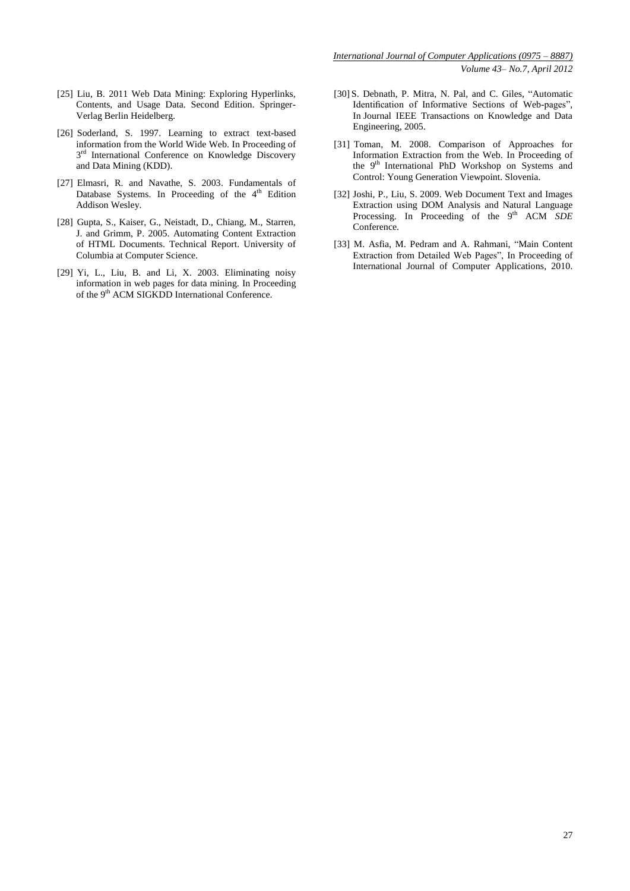[25] Liu, B. 2011 Web Data Mining: Exploring Hyperlinks, Contents, and Usage Data. Second Edition. Springer-Verlag Berlin Heidelberg.

[26] Soderland, S. 1997. Learning to extract text-based information from the World Wide Web. In Proceeding of 3rd International Conference on Knowledge Discovery and Data Mining (KDD).

[27] Elmasri, R. and Navathe, S. 2003. Fundamentals of Database Systems. In Proceeding of the 4th Edition Addison Wesley.

[28] Gupta, S., Kaiser, G., Neistadt, D., Chiang, M., Starren, J. and Grimm, P. 2005. Automating Content Extraction of HTML Documents. Technical Report. University of Columbia at Computer Science.

[29] Yi, L., Liu, B. and Li, X. 2003. Eliminating noisy information in web pages for data mining. In Proceeding of the 9th ACM SIGKDD International Conference.

[30] S. Debnath, P. Mitra, N. Pal, and C. Giles, "Automatic Identification of Informative Sections of Web-pages", In Journal IEEE Transactions on Knowledge and Data Engineering, 2005.

[31] Toman, M. 2008. Comparison of Approaches for Information Extraction from the Web. In Proceeding of the 9th International PhD Workshop on Systems and Control: Young Generation Viewpoint. Slovenia.

[32] Joshi, P., Liu, S. 2009. Web Document Text and Images Extraction using DOM Analysis and Natural Language Processing. In Proceeding of the 9th ACM *SDE* Conference.

[33] M. Asfia, M. Pedram and A. Rahmani, "Main Content Extraction from Detailed Web Pages", In Proceeding of International Journal of Computer Applications, 2010.